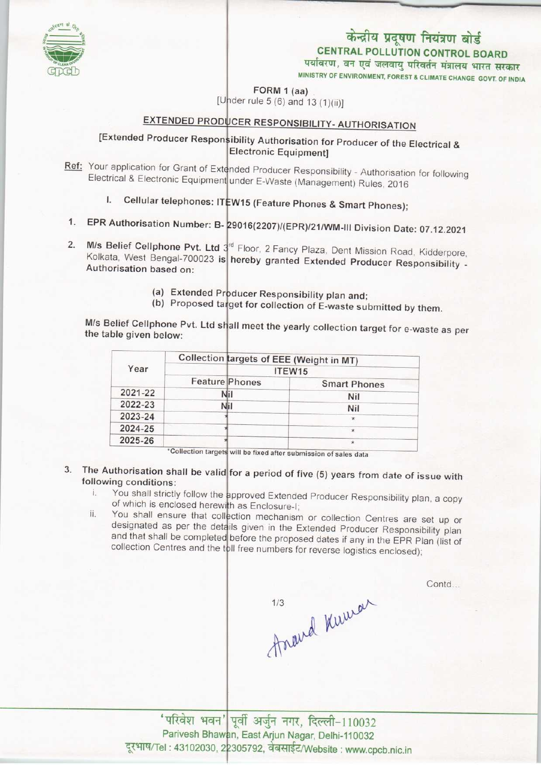केन्द्रीय प्रदूषण नियंत्रण बोर्ड

**CENTRAL POLLUTION CONTROL BOARD**

पर्यावरण, वन एवं जलवायु परिवर्तन मंत्रालय भारत सरकार

MINISTRY OF ENVIRONMENT, FOREST & CLIMATE CHANGE GOVT. OF INDIA

**FORM 1 (aa)**

[Under rule 5 (6) and 13 (1)(ii)]

## EXTENDED PRODUCER RESPONSIBILITY- AUTHORISATION

[Extended Producer Responsibility Authorisation for Producer of the Electrical & Electronic Equipment]

Ref: Your application for Grant of Extended Producer Responsibility - Authorisation for following Electrical & Electronic Equipment under E-Waste (Management) Rules, 2016

I. **Cellular telephones: ITEW15 (Feature Phones & Smart Phones);**

1. **EPR Authorisation Number: B- 29016(2207)/(EPR)/21/WM-III Division Date: 07.12.2021**

2. **M/s Belief Cellphone Pvt. Ltd** 3rd Floor, 2 Fancy Plaza, Dent Mission Road, Kidderpore, Kolkata, West Bengal-700023 **is hereby granted Extended Producer Responsibility - Authorisation based on:**

   (a) Extended Producer Responsibility plan and;
   (b) Proposed target for collection of E-waste submitted by them.

M/s Belief Cellphone Pvt. Ltd shall meet the yearly collection target for e-waste as per the table given below:

| Year | Collection targets of EEE (Weight in MT) | |
|---|---|---|
| | ITEW15 | |
| | Feature Phones | Smart Phones |
| 2021-22 | Nil | Nil |
| 2022-23 | Nil | Nil |
| 2023-24 | * | * |
| 2024-25 | * | * |
| 2025-26 | * | * |

*Collection targets will be fixed after submission of sales data

3. The Authorisation shall be valid for a period of five (5) years from date of issue with following conditions:
   i. You shall strictly follow the approved Extended Producer Responsibility plan, a copy of which is enclosed herewith as Enclosure-I;
   ii. You shall ensure that collection mechanism or collection Centres are set up or designated as per the details given in the Extended Producer Responsibility plan and that shall be completed before the proposed dates if any in the EPR Plan (list of collection Centres and the toll free numbers for reverse logistics enclosed);

Contd...

Anand Kumar

'परिवेश भवन' पूर्वी अर्जुन नगर, दिल्ली-110032

Parivesh Bhawan, East Arjun Nagar, Delhi-110032

दूरभाष/Tel : 43102030, 22305792, वेबसाईट/Website : www.cpcb.nic.in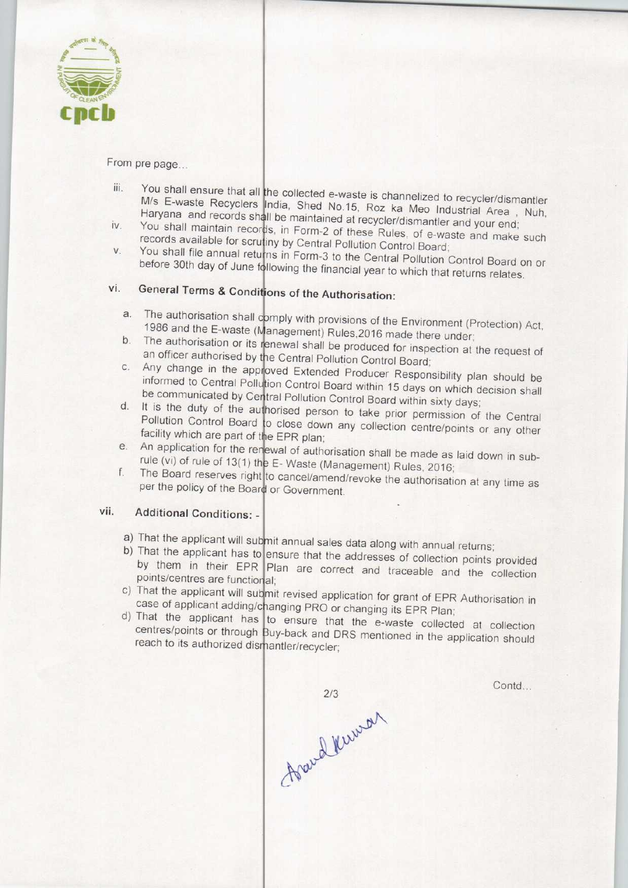From pre page...

iii. You shall ensure that all the collected e-waste is channelized to recycler/dismantler M/s E-waste Recyclers India, Shed No.15, Roz ka Meo Industrial Area , Nuh, Haryana and records shall be maintained at recycler/dismantler and your end;

iv. You shall maintain records, in Form-2 of these Rules, of e-waste and make such records available for scrutiny by Central Pollution Control Board;

v. You shall file annual returns in Form-3 to the Central Pollution Control Board on or before 30th day of June following the financial year to which that returns relates.

vi. **General Terms & Conditions of the Authorisation:**

a. The authorisation shall comply with provisions of the Environment (Protection) Act, 1986 and the E-waste (Management) Rules,2016 made there under;

b. The authorisation or its renewal shall be produced for inspection at the request of an officer authorised by the Central Pollution Control Board;

c. Any change in the approved Extended Producer Responsibility plan should be informed to Central Pollution Control Board within 15 days on which decision shall be communicated by Central Pollution Control Board within sixty days;

d. It is the duty of the authorised person to take prior permission of the Central Pollution Control Board to close down any collection centre/points or any other facility which are part of the EPR plan;

e. An application for the renewal of authorisation shall be made as laid down in sub-rule (vi) of rule of 13(1) the E- Waste (Management) Rules, 2016;

f. The Board reserves right to cancel/amend/revoke the authorisation at any time as per the policy of the Board or Government.

vii. **Additional Conditions: -**

a) That the applicant will submit annual sales data along with annual returns;

b) That the applicant has to ensure that the addresses of collection points provided by them in their EPR Plan are correct and traceable and the collection points/centres are functional;

c) That the applicant will submit revised application for grant of EPR Authorisation in case of applicant adding/changing PRO or changing its EPR Plan;

d) That the applicant has to ensure that the e-waste collected at collection centres/points or through Buy-back and DRS mentioned in the application should reach to its authorized dismantler/recycler;

Contd...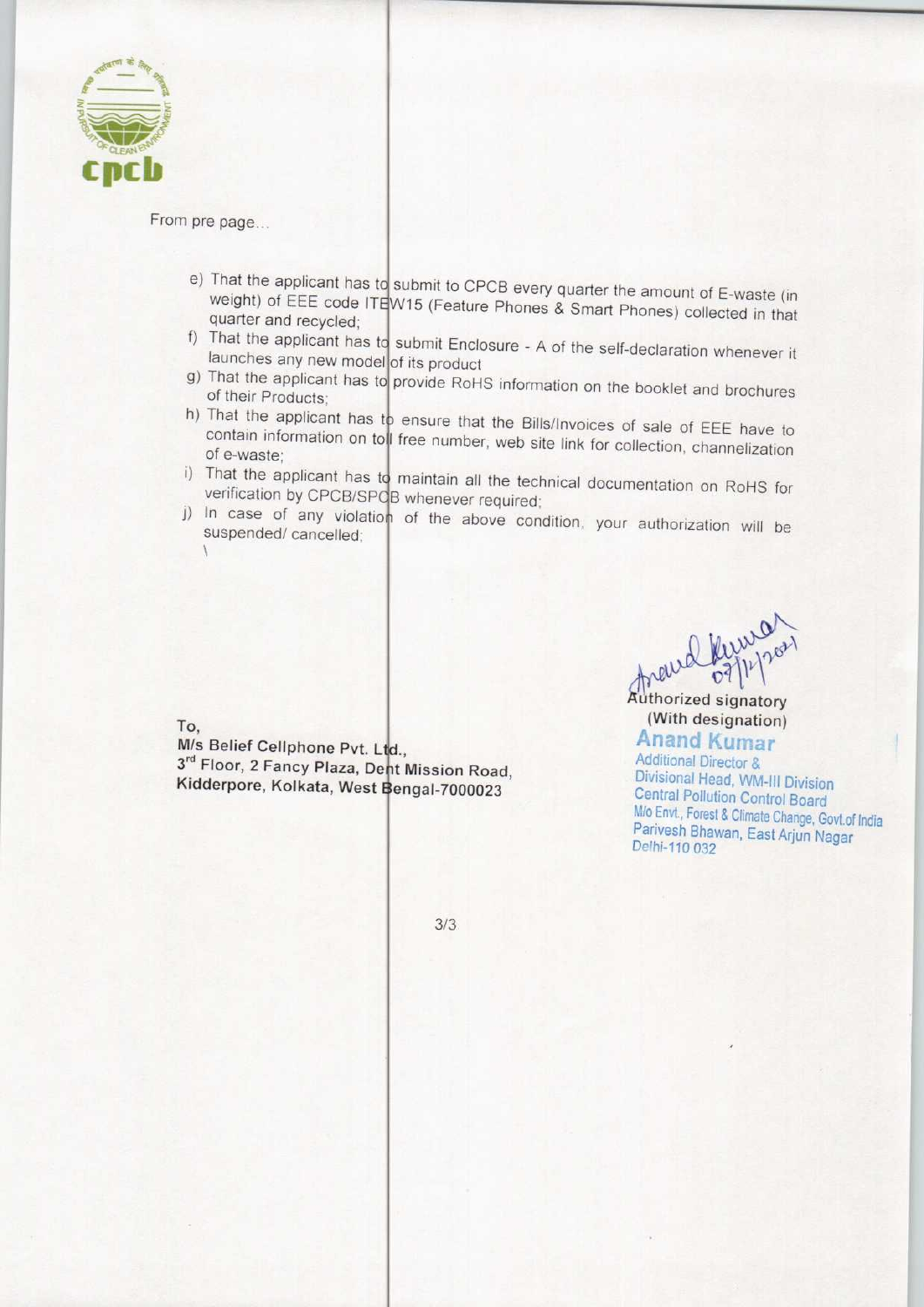From pre page...

e) That the applicant has to submit to CPCB every quarter the amount of E-waste (in weight) of EEE code ITEW15 (Feature Phones & Smart Phones) collected in that quarter and recycled;

f) That the applicant has to submit Enclosure - A of the self-declaration whenever it launches any new model of its product

g) That the applicant has to provide RoHS information on the booklet and brochures of their Products;

h) That the applicant has to ensure that the Bills/Invoices of sale of EEE have to contain information on toll free number, web site link for collection, channelization of e-waste;

i) That the applicant has to maintain all the technical documentation on RoHS for verification by CPCB/SPCB whenever required;

j) In case of any violation of the above condition, your authorization will be suspended/ cancelled;

Anand Kumar 07/12/2021

Authorized signatory
(With designation)

**Anand Kumar**
Additional Director &
Divisional Head, WM-III Division
Central Pollution Control Board
M/o Envt., Forest & Climate Change, Govt.of India
Parivesh Bhawan, East Arjun Nagar
Delhi-110 032

To,

**M/s Belief Cellphone Pvt. Ltd.,**
**3rd Floor, 2 Fancy Plaza, Dent Mission Road,**
**Kidderpore, Kolkata, West Bengal-7000023**